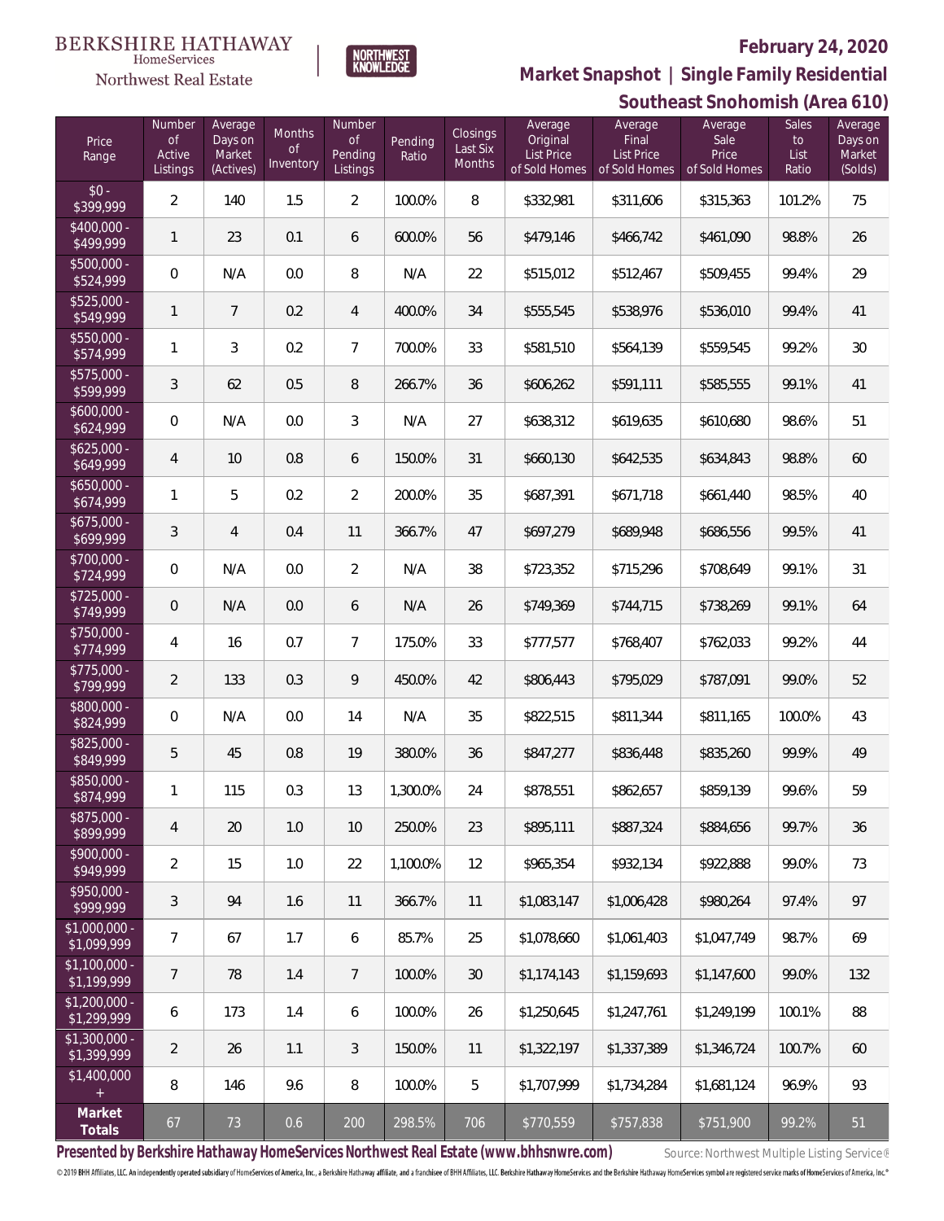BERKSHIRE HATHAWAY HomeServices Northwest Real Estate

NORTHWEST KNOWLEDGE

# February 24, 2020

## Market Snapshot | Single Family Residential

## Southeast Snohomish (Area 610)

| Price Range | Number of Active Listings | Average Days on Market (Actives) | Months of Inventory | Number of Pending Listings | Pending Ratio | Closings Last Six Months | Average Original List Price of Sold Homes | Average Final List Price of Sold Homes | Average Sale Price of Sold Homes | Sales to List Ratio | Average Days on Market (Solds) |
|---|---|---|---|---|---|---|---|---|---|---|---|
| $0 - $399,999 | 2 | 140 | 1.5 | 2 | 100.0% | 8 | $332,981 | $311,606 | $315,363 | 101.2% | 75 |
| $400,000 - $499,999 | 1 | 23 | 0.1 | 6 | 600.0% | 56 | $479,146 | $466,742 | $461,090 | 98.8% | 26 |
| $500,000 - $524,999 | 0 | N/A | 0.0 | 8 | N/A | 22 | $515,012 | $512,467 | $509,455 | 99.4% | 29 |
| $525,000 - $549,999 | 1 | 7 | 0.2 | 4 | 400.0% | 34 | $555,545 | $538,976 | $536,010 | 99.4% | 41 |
| $550,000 - $574,999 | 1 | 3 | 0.2 | 7 | 700.0% | 33 | $581,510 | $564,139 | $559,545 | 99.2% | 30 |
| $575,000 - $599,999 | 3 | 62 | 0.5 | 8 | 266.7% | 36 | $606,262 | $591,111 | $585,555 | 99.1% | 41 |
| $600,000 - $624,999 | 0 | N/A | 0.0 | 3 | N/A | 27 | $638,312 | $619,635 | $610,680 | 98.6% | 51 |
| $625,000 - $649,999 | 4 | 10 | 0.8 | 6 | 150.0% | 31 | $660,130 | $642,535 | $634,843 | 98.8% | 60 |
| $650,000 - $674,999 | 1 | 5 | 0.2 | 2 | 200.0% | 35 | $687,391 | $671,718 | $661,440 | 98.5% | 40 |
| $675,000 - $699,999 | 3 | 4 | 0.4 | 11 | 366.7% | 47 | $697,279 | $689,948 | $686,556 | 99.5% | 41 |
| $700,000 - $724,999 | 0 | N/A | 0.0 | 2 | N/A | 38 | $723,352 | $715,296 | $708,649 | 99.1% | 31 |
| $725,000 - $749,999 | 0 | N/A | 0.0 | 6 | N/A | 26 | $749,369 | $744,715 | $738,269 | 99.1% | 64 |
| $750,000 - $774,999 | 4 | 16 | 0.7 | 7 | 175.0% | 33 | $777,577 | $768,407 | $762,033 | 99.2% | 44 |
| $775,000 - $799,999 | 2 | 133 | 0.3 | 9 | 450.0% | 42 | $806,443 | $795,029 | $787,091 | 99.0% | 52 |
| $800,000 - $824,999 | 0 | N/A | 0.0 | 14 | N/A | 35 | $822,515 | $811,344 | $811,165 | 100.0% | 43 |
| $825,000 - $849,999 | 5 | 45 | 0.8 | 19 | 380.0% | 36 | $847,277 | $836,448 | $835,260 | 99.9% | 49 |
| $850,000 - $874,999 | 1 | 115 | 0.3 | 13 | 1,300.0% | 24 | $878,551 | $862,657 | $859,139 | 99.6% | 59 |
| $875,000 - $899,999 | 4 | 20 | 1.0 | 10 | 250.0% | 23 | $895,111 | $887,324 | $884,656 | 99.7% | 36 |
| $900,000 - $949,999 | 2 | 15 | 1.0 | 22 | 1,100.0% | 12 | $965,354 | $932,134 | $922,888 | 99.0% | 73 |
| $950,000 - $999,999 | 3 | 94 | 1.6 | 11 | 366.7% | 11 | $1,083,147 | $1,006,428 | $980,264 | 97.4% | 97 |
| $1,000,000 - $1,099,999 | 7 | 67 | 1.7 | 6 | 85.7% | 25 | $1,078,660 | $1,061,403 | $1,047,749 | 98.7% | 69 |
| $1,100,000 - $1,199,999 | 7 | 78 | 1.4 | 7 | 100.0% | 30 | $1,174,143 | $1,159,693 | $1,147,600 | 99.0% | 132 |
| $1,200,000 - $1,299,999 | 6 | 173 | 1.4 | 6 | 100.0% | 26 | $1,250,645 | $1,247,761 | $1,249,199 | 100.1% | 88 |
| $1,300,000 - $1,399,999 | 2 | 26 | 1.1 | 3 | 150.0% | 11 | $1,322,197 | $1,337,389 | $1,346,724 | 100.7% | 60 |
| $1,400,000 + | 8 | 146 | 9.6 | 8 | 100.0% | 5 | $1,707,999 | $1,734,284 | $1,681,124 | 96.9% | 93 |
| **Market Totals** | 67 | 73 | 0.6 | 200 | 298.5% | 706 | $770,559 | $757,838 | $751,900 | 99.2% | 51 |

**Presented by Berkshire Hathaway HomeServices Northwest Real Estate (www.bhhsnwre.com)**

Source: Northwest Multiple Listing Service®

© 2019 BHH Affiliates, LLC. An independently operated subsidiary of HomeServices of America, Inc., a Berkshire Hathaway affiliate, and a franchisee of BHH Affiliates, LLC. Berkshire Hathaway HomeServices and the Berkshire Hathaway HomeServices symbol are registered service marks of HomeServices of America, Inc.®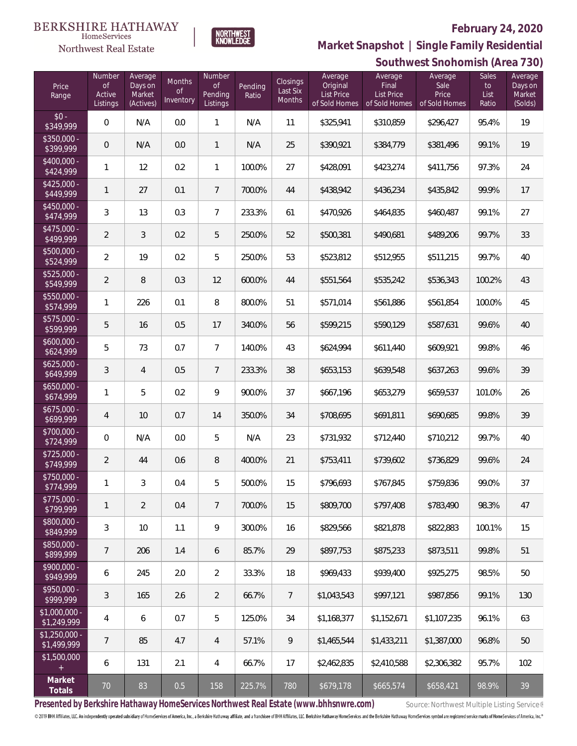BERKSHIRE HATHAWAY HomeServices Northwest Real Estate | NORTHWEST KNOWLEDGE

# February 24, 2020

## Market Snapshot | Single Family Residential

## Southwest Snohomish (Area 730)

| Price Range | Number of Active Listings | Average Days on Market (Actives) | Months of Inventory | Number of Pending Listings | Pending Ratio | Closings Last Six Months | Average Original List Price of Sold Homes | Average Final List Price of Sold Homes | Average Sale Price of Sold Homes | Sales to List Ratio | Average Days on Market (Solds) |
|---|---|---|---|---|---|---|---|---|---|---|---|
| $0 - $349,999 | 0 | N/A | 0.0 | 1 | N/A | 11 | $325,941 | $310,859 | $296,427 | 95.4% | 19 |
| $350,000 - $399,999 | 0 | N/A | 0.0 | 1 | N/A | 25 | $390,921 | $384,779 | $381,496 | 99.1% | 19 |
| $400,000 - $424,999 | 1 | 12 | 0.2 | 1 | 100.0% | 27 | $428,091 | $423,274 | $411,756 | 97.3% | 24 |
| $425,000 - $449,999 | 1 | 27 | 0.1 | 7 | 700.0% | 44 | $438,942 | $436,234 | $435,842 | 99.9% | 17 |
| $450,000 - $474,999 | 3 | 13 | 0.3 | 7 | 233.3% | 61 | $470,926 | $464,835 | $460,487 | 99.1% | 27 |
| $475,000 - $499,999 | 2 | 3 | 0.2 | 5 | 250.0% | 52 | $500,381 | $490,681 | $489,206 | 99.7% | 33 |
| $500,000 - $524,999 | 2 | 19 | 0.2 | 5 | 250.0% | 53 | $523,812 | $512,955 | $511,215 | 99.7% | 40 |
| $525,000 - $549,999 | 2 | 8 | 0.3 | 12 | 600.0% | 44 | $551,564 | $535,242 | $536,343 | 100.2% | 43 |
| $550,000 - $574,999 | 1 | 226 | 0.1 | 8 | 800.0% | 51 | $571,014 | $561,886 | $561,854 | 100.0% | 45 |
| $575,000 - $599,999 | 5 | 16 | 0.5 | 17 | 340.0% | 56 | $599,215 | $590,129 | $587,631 | 99.6% | 40 |
| $600,000 - $624,999 | 5 | 73 | 0.7 | 7 | 140.0% | 43 | $624,994 | $611,440 | $609,921 | 99.8% | 46 |
| $625,000 - $649,999 | 3 | 4 | 0.5 | 7 | 233.3% | 38 | $653,153 | $639,548 | $637,263 | 99.6% | 39 |
| $650,000 - $674,999 | 1 | 5 | 0.2 | 9 | 900.0% | 37 | $667,196 | $653,279 | $659,537 | 101.0% | 26 |
| $675,000 - $699,999 | 4 | 10 | 0.7 | 14 | 350.0% | 34 | $708,695 | $691,811 | $690,685 | 99.8% | 39 |
| $700,000 - $724,999 | 0 | N/A | 0.0 | 5 | N/A | 23 | $731,932 | $712,440 | $710,212 | 99.7% | 40 |
| $725,000 - $749,999 | 2 | 44 | 0.6 | 8 | 400.0% | 21 | $753,411 | $739,602 | $736,829 | 99.6% | 24 |
| $750,000 - $774,999 | 1 | 3 | 0.4 | 5 | 500.0% | 15 | $796,693 | $767,845 | $759,836 | 99.0% | 37 |
| $775,000 - $799,999 | 1 | 2 | 0.4 | 7 | 700.0% | 15 | $809,700 | $797,408 | $783,490 | 98.3% | 47 |
| $800,000 - $849,999 | 3 | 10 | 1.1 | 9 | 300.0% | 16 | $829,566 | $821,878 | $822,883 | 100.1% | 15 |
| $850,000 - $899,999 | 7 | 206 | 1.4 | 6 | 85.7% | 29 | $897,753 | $875,233 | $873,511 | 99.8% | 51 |
| $900,000 - $949,999 | 6 | 245 | 2.0 | 2 | 33.3% | 18 | $969,433 | $939,400 | $925,275 | 98.5% | 50 |
| $950,000 - $999,999 | 3 | 165 | 2.6 | 2 | 66.7% | 7 | $1,043,543 | $997,121 | $987,856 | 99.1% | 130 |
| $1,000,000 - $1,249,999 | 4 | 6 | 0.7 | 5 | 125.0% | 34 | $1,168,377 | $1,152,671 | $1,107,235 | 96.1% | 63 |
| $1,250,000 - $1,499,999 | 7 | 85 | 4.7 | 4 | 57.1% | 9 | $1,465,544 | $1,433,211 | $1,387,000 | 96.8% | 50 |
| $1,500,000 + | 6 | 131 | 2.1 | 4 | 66.7% | 17 | $2,462,835 | $2,410,588 | $2,306,382 | 95.7% | 102 |
| **Market Totals** | 70 | 83 | 0.5 | 158 | 225.7% | 780 | $679,178 | $665,574 | $658,421 | 98.9% | 39 |

Presented by Berkshire Hathaway HomeServices Northwest Real Estate (www.bhhsnwre.com)

Source: Northwest Multiple Listing Service®

© 2019 BHH Affiliates, LLC. An independently operated subsidiary of HomeServices of America, Inc., a Berkshire Hathaway affiliate, and a franchisee of BHH Affiliates, LLC. Berkshire Hathaway HomeServices and the Berkshire Hathaway HomeServices symbol are registered service marks of HomeServices of America, Inc.®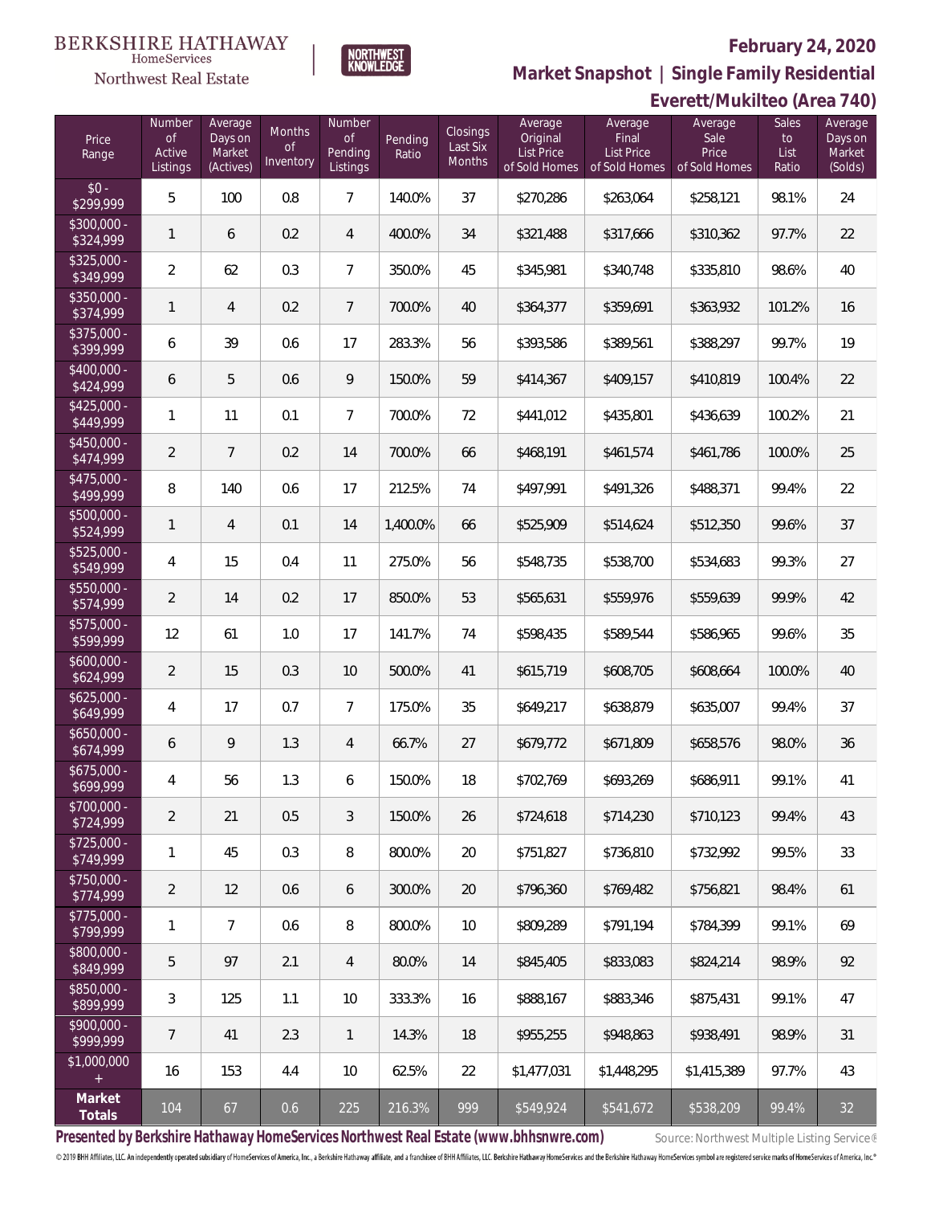BERKSHIRE HATHAWAY HomeServices Northwest Real Estate

NORTHWEST KNOWLEDGE

**February 24, 2020**

**Market Snapshot | Single Family Residential**

**Everett/Mukilteo (Area 740)**

| Price Range | Number of Active Listings | Average Days on Market (Actives) | Months of Inventory | Number of Pending Listings | Pending Ratio | Closings Last Six Months | Average Original List Price of Sold Homes | Average Final List Price of Sold Homes | Average Sale Price of Sold Homes | Sales to List Ratio | Average Days on Market (Solds) |
|---|---|---|---|---|---|---|---|---|---|---|---|
| $0 - $299,999 | 5 | 100 | 0.8 | 7 | 140.0% | 37 | $270,286 | $263,064 | $258,121 | 98.1% | 24 |
| $300,000 - $324,999 | 1 | 6 | 0.2 | 4 | 400.0% | 34 | $321,488 | $317,666 | $310,362 | 97.7% | 22 |
| $325,000 - $349,999 | 2 | 62 | 0.3 | 7 | 350.0% | 45 | $345,981 | $340,748 | $335,810 | 98.6% | 40 |
| $350,000 - $374,999 | 1 | 4 | 0.2 | 7 | 700.0% | 40 | $364,377 | $359,691 | $363,932 | 101.2% | 16 |
| $375,000 - $399,999 | 6 | 39 | 0.6 | 17 | 283.3% | 56 | $393,586 | $389,561 | $388,297 | 99.7% | 19 |
| $400,000 - $424,999 | 6 | 5 | 0.6 | 9 | 150.0% | 59 | $414,367 | $409,157 | $410,819 | 100.4% | 22 |
| $425,000 - $449,999 | 1 | 11 | 0.1 | 7 | 700.0% | 72 | $441,012 | $435,801 | $436,639 | 100.2% | 21 |
| $450,000 - $474,999 | 2 | 7 | 0.2 | 14 | 700.0% | 66 | $468,191 | $461,574 | $461,786 | 100.0% | 25 |
| $475,000 - $499,999 | 8 | 140 | 0.6 | 17 | 212.5% | 74 | $497,991 | $491,326 | $488,371 | 99.4% | 22 |
| $500,000 - $524,999 | 1 | 4 | 0.1 | 14 | 1,400.0% | 66 | $525,909 | $514,624 | $512,350 | 99.6% | 37 |
| $525,000 - $549,999 | 4 | 15 | 0.4 | 11 | 275.0% | 56 | $548,735 | $538,700 | $534,683 | 99.3% | 27 |
| $550,000 - $574,999 | 2 | 14 | 0.2 | 17 | 850.0% | 53 | $565,631 | $559,976 | $559,639 | 99.9% | 42 |
| $575,000 - $599,999 | 12 | 61 | 1.0 | 17 | 141.7% | 74 | $598,435 | $589,544 | $586,965 | 99.6% | 35 |
| $600,000 - $624,999 | 2 | 15 | 0.3 | 10 | 500.0% | 41 | $615,719 | $608,705 | $608,664 | 100.0% | 40 |
| $625,000 - $649,999 | 4 | 17 | 0.7 | 7 | 175.0% | 35 | $649,217 | $638,879 | $635,007 | 99.4% | 37 |
| $650,000 - $674,999 | 6 | 9 | 1.3 | 4 | 66.7% | 27 | $679,772 | $671,809 | $658,576 | 98.0% | 36 |
| $675,000 - $699,999 | 4 | 56 | 1.3 | 6 | 150.0% | 18 | $702,769 | $693,269 | $686,911 | 99.1% | 41 |
| $700,000 - $724,999 | 2 | 21 | 0.5 | 3 | 150.0% | 26 | $724,618 | $714,230 | $710,123 | 99.4% | 43 |
| $725,000 - $749,999 | 1 | 45 | 0.3 | 8 | 800.0% | 20 | $751,827 | $736,810 | $732,992 | 99.5% | 33 |
| $750,000 - $774,999 | 2 | 12 | 0.6 | 6 | 300.0% | 20 | $796,360 | $769,482 | $756,821 | 98.4% | 61 |
| $775,000 - $799,999 | 1 | 7 | 0.6 | 8 | 800.0% | 10 | $809,289 | $791,194 | $784,399 | 99.1% | 69 |
| $800,000 - $849,999 | 5 | 97 | 2.1 | 4 | 80.0% | 14 | $845,405 | $833,083 | $824,214 | 98.9% | 92 |
| $850,000 - $899,999 | 3 | 125 | 1.1 | 10 | 333.3% | 16 | $888,167 | $883,346 | $875,431 | 99.1% | 47 |
| $900,000 - $999,999 | 7 | 41 | 2.3 | 1 | 14.3% | 18 | $955,255 | $948,863 | $938,491 | 98.9% | 31 |
| $1,000,000 + | 16 | 153 | 4.4 | 10 | 62.5% | 22 | $1,477,031 | $1,448,295 | $1,415,389 | 97.7% | 43 |
| **Market Totals** | 104 | 67 | 0.6 | 225 | 216.3% | 999 | $549,924 | $541,672 | $538,209 | 99.4% | 32 |

**Presented by Berkshire Hathaway HomeServices Northwest Real Estate (www.bhhsnwre.com)** Source: Northwest Multiple Listing Service®

© 2019 BHH Affiliates, LLC. An independently operated subsidiary of HomeServices of America, Inc., a Berkshire Hathaway affiliate, and a franchisee of BHH Affiliates, LLC. Berkshire Hathaway HomeServices and the Berkshire Hathaway HomeServices symbol are registered service marks of HomeServices of America, Inc.®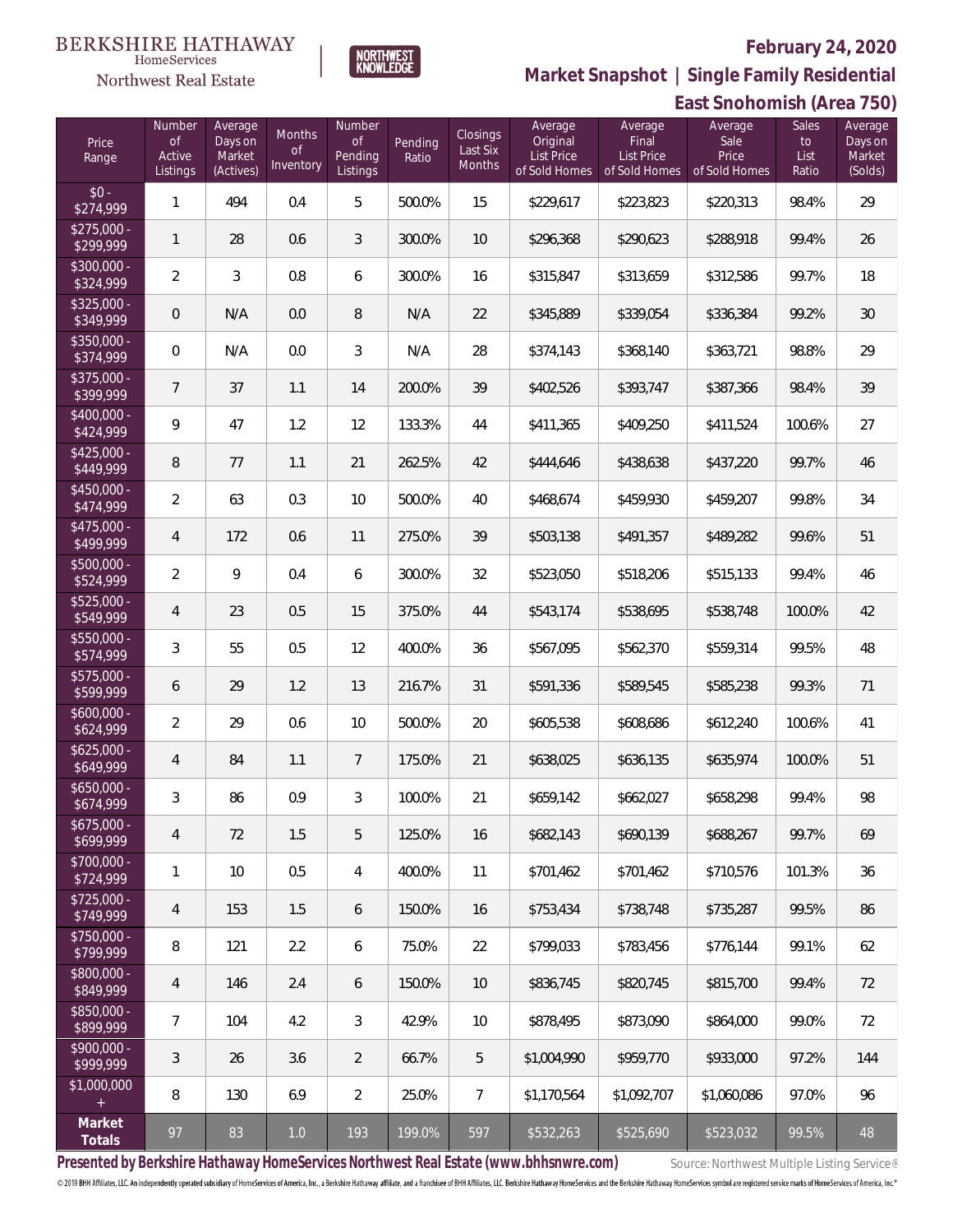BERKSHIRE HATHAWAY
HomeServices
Northwest Real Estate

NORTHWEST KNOWLEDGE

**February 24, 2020**

**Market Snapshot | Single Family Residential**

**East Snohomish (Area 750)**

| Price Range | Number of Active Listings | Average Days on Market (Actives) | Months of Inventory | Number of Pending Listings | Pending Ratio | Closings Last Six Months | Average Original List Price of Sold Homes | Average Final List Price of Sold Homes | Average Sale Price of Sold Homes | Sales to List Ratio | Average Days on Market (Solds) |
|---|---|---|---|---|---|---|---|---|---|---|---|
| $0 - $274,999 | 1 | 494 | 0.4 | 5 | 500.0% | 15 | $229,617 | $223,823 | $220,313 | 98.4% | 29 |
| $275,000 - $299,999 | 1 | 28 | 0.6 | 3 | 300.0% | 10 | $296,368 | $290,623 | $288,918 | 99.4% | 26 |
| $300,000 - $324,999 | 2 | 3 | 0.8 | 6 | 300.0% | 16 | $315,847 | $313,659 | $312,586 | 99.7% | 18 |
| $325,000 - $349,999 | 0 | N/A | 0.0 | 8 | N/A | 22 | $345,889 | $339,054 | $336,384 | 99.2% | 30 |
| $350,000 - $374,999 | 0 | N/A | 0.0 | 3 | N/A | 28 | $374,143 | $368,140 | $363,721 | 98.8% | 29 |
| $375,000 - $399,999 | 7 | 37 | 1.1 | 14 | 200.0% | 39 | $402,526 | $393,747 | $387,366 | 98.4% | 39 |
| $400,000 - $424,999 | 9 | 47 | 1.2 | 12 | 133.3% | 44 | $411,365 | $409,250 | $411,524 | 100.6% | 27 |
| $425,000 - $449,999 | 8 | 77 | 1.1 | 21 | 262.5% | 42 | $444,646 | $438,638 | $437,220 | 99.7% | 46 |
| $450,000 - $474,999 | 2 | 63 | 0.3 | 10 | 500.0% | 40 | $468,674 | $459,930 | $459,207 | 99.8% | 34 |
| $475,000 - $499,999 | 4 | 172 | 0.6 | 11 | 275.0% | 39 | $503,138 | $491,357 | $489,282 | 99.6% | 51 |
| $500,000 - $524,999 | 2 | 9 | 0.4 | 6 | 300.0% | 32 | $523,050 | $518,206 | $515,133 | 99.4% | 46 |
| $525,000 - $549,999 | 4 | 23 | 0.5 | 15 | 375.0% | 44 | $543,174 | $538,695 | $538,748 | 100.0% | 42 |
| $550,000 - $574,999 | 3 | 55 | 0.5 | 12 | 400.0% | 36 | $567,095 | $562,370 | $559,314 | 99.5% | 48 |
| $575,000 - $599,999 | 6 | 29 | 1.2 | 13 | 216.7% | 31 | $591,336 | $589,545 | $585,238 | 99.3% | 71 |
| $600,000 - $624,999 | 2 | 29 | 0.6 | 10 | 500.0% | 20 | $605,538 | $608,686 | $612,240 | 100.6% | 41 |
| $625,000 - $649,999 | 4 | 84 | 1.1 | 7 | 175.0% | 21 | $638,025 | $636,135 | $635,974 | 100.0% | 51 |
| $650,000 - $674,999 | 3 | 86 | 0.9 | 3 | 100.0% | 21 | $659,142 | $662,027 | $658,298 | 99.4% | 98 |
| $675,000 - $699,999 | 4 | 72 | 1.5 | 5 | 125.0% | 16 | $682,143 | $690,139 | $688,267 | 99.7% | 69 |
| $700,000 - $724,999 | 1 | 10 | 0.5 | 4 | 400.0% | 11 | $701,462 | $701,462 | $710,576 | 101.3% | 36 |
| $725,000 - $749,999 | 4 | 153 | 1.5 | 6 | 150.0% | 16 | $753,434 | $738,748 | $735,287 | 99.5% | 86 |
| $750,000 - $799,999 | 8 | 121 | 2.2 | 6 | 75.0% | 22 | $799,033 | $783,456 | $776,144 | 99.1% | 62 |
| $800,000 - $849,999 | 4 | 146 | 2.4 | 6 | 150.0% | 10 | $836,745 | $820,745 | $815,700 | 99.4% | 72 |
| $850,000 - $899,999 | 7 | 104 | 4.2 | 3 | 42.9% | 10 | $878,495 | $873,090 | $864,000 | 99.0% | 72 |
| $900,000 - $999,999 | 3 | 26 | 3.6 | 2 | 66.7% | 5 | $1,004,990 | $959,770 | $933,000 | 97.2% | 144 |
| $1,000,000 + | 8 | 130 | 6.9 | 2 | 25.0% | 7 | $1,170,564 | $1,092,707 | $1,060,086 | 97.0% | 96 |
| **Market Totals** | 97 | 83 | 1.0 | 193 | 199.0% | 597 | $532,263 | $525,690 | $523,032 | 99.5% | 48 |

**Presented by Berkshire Hathaway HomeServices Northwest Real Estate (www.bhhsnwre.com)** Source: Northwest Multiple Listing Service®

© 2019 BHH Affiliates, LLC. An independently operated subsidiary of HomeServices of America, Inc., a Berkshire Hathaway affiliate, and a franchisee of BHH Affiliates, LLC. Berkshire Hathaway HomeServices and the Berkshire Hathaway HomeServices symbol are registered service marks of HomeServices of America, Inc.®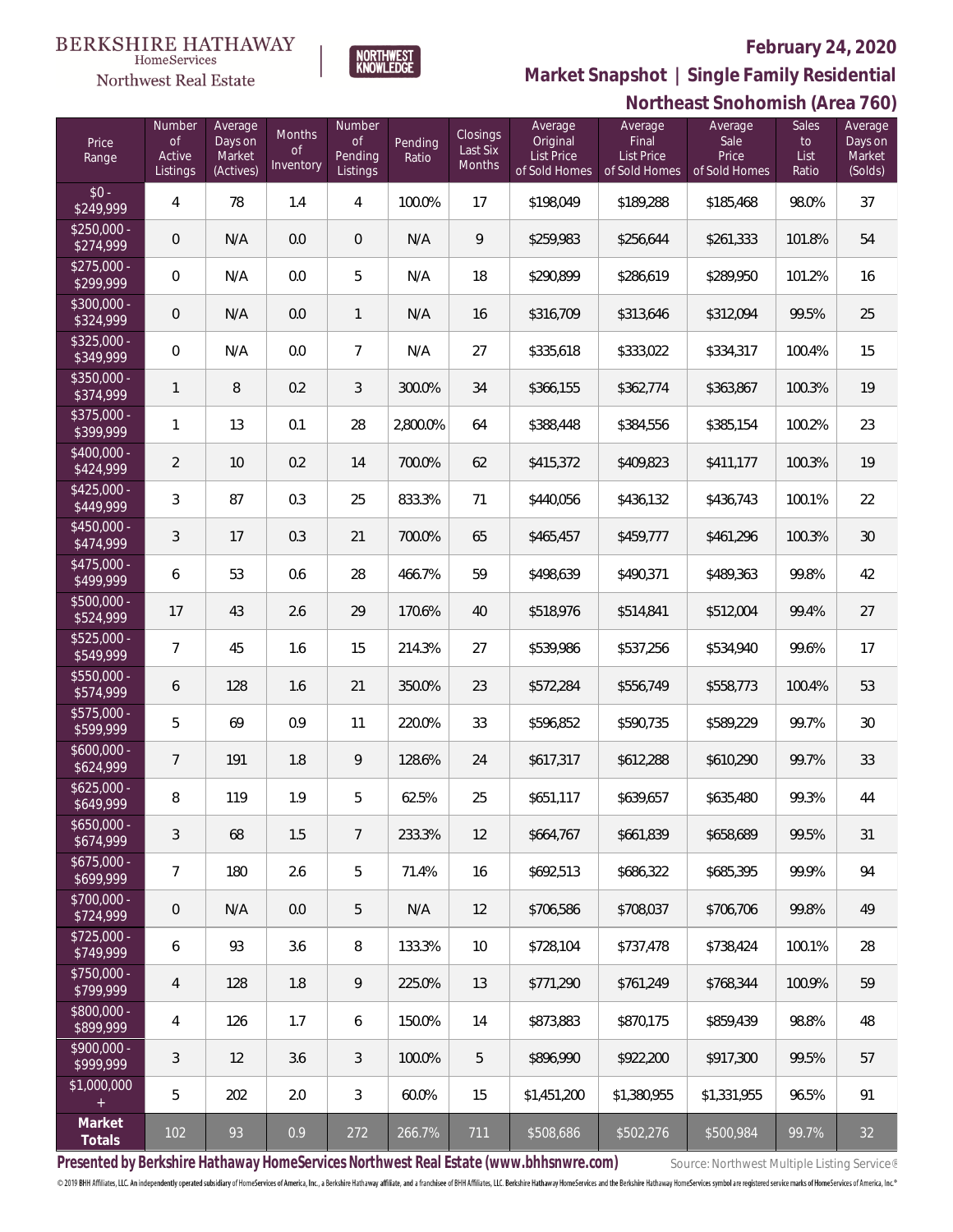BERKSHIRE HATHAWAY HomeServices Northwest Real Estate

NORTHWEST KNOWLEDGE

**February 24, 2020**

## Market Snapshot | Single Family Residential

### Northeast Snohomish (Area 760)

| Price Range | Number of Active Listings | Average Days on Market (Actives) | Months of Inventory | Number of Pending Listings | Pending Ratio | Closings Last Six Months | Average Original List Price of Sold Homes | Average Final List Price of Sold Homes | Average Sale Price of Sold Homes | Sales to List Ratio | Average Days on Market (Solds) |
|---|---|---|---|---|---|---|---|---|---|---|---|
| $0 - $249,999 | 4 | 78 | 1.4 | 4 | 100.0% | 17 | $198,049 | $189,288 | $185,468 | 98.0% | 37 |
| $250,000 - $274,999 | 0 | N/A | 0.0 | 0 | N/A | 9 | $259,983 | $256,644 | $261,333 | 101.8% | 54 |
| $275,000 - $299,999 | 0 | N/A | 0.0 | 5 | N/A | 18 | $290,899 | $286,619 | $289,950 | 101.2% | 16 |
| $300,000 - $324,999 | 0 | N/A | 0.0 | 1 | N/A | 16 | $316,709 | $313,646 | $312,094 | 99.5% | 25 |
| $325,000 - $349,999 | 0 | N/A | 0.0 | 7 | N/A | 27 | $335,618 | $333,022 | $334,317 | 100.4% | 15 |
| $350,000 - $374,999 | 1 | 8 | 0.2 | 3 | 300.0% | 34 | $366,155 | $362,774 | $363,867 | 100.3% | 19 |
| $375,000 - $399,999 | 1 | 13 | 0.1 | 28 | 2,800.0% | 64 | $388,448 | $384,556 | $385,154 | 100.2% | 23 |
| $400,000 - $424,999 | 2 | 10 | 0.2 | 14 | 700.0% | 62 | $415,372 | $409,823 | $411,177 | 100.3% | 19 |
| $425,000 - $449,999 | 3 | 87 | 0.3 | 25 | 833.3% | 71 | $440,056 | $436,132 | $436,743 | 100.1% | 22 |
| $450,000 - $474,999 | 3 | 17 | 0.3 | 21 | 700.0% | 65 | $465,457 | $459,777 | $461,296 | 100.3% | 30 |
| $475,000 - $499,999 | 6 | 53 | 0.6 | 28 | 466.7% | 59 | $498,639 | $490,371 | $489,363 | 99.8% | 42 |
| $500,000 - $524,999 | 17 | 43 | 2.6 | 29 | 170.6% | 40 | $518,976 | $514,841 | $512,004 | 99.4% | 27 |
| $525,000 - $549,999 | 7 | 45 | 1.6 | 15 | 214.3% | 27 | $539,986 | $537,256 | $534,940 | 99.6% | 17 |
| $550,000 - $574,999 | 6 | 128 | 1.6 | 21 | 350.0% | 23 | $572,284 | $556,749 | $558,773 | 100.4% | 53 |
| $575,000 - $599,999 | 5 | 69 | 0.9 | 11 | 220.0% | 33 | $596,852 | $590,735 | $589,229 | 99.7% | 30 |
| $600,000 - $624,999 | 7 | 191 | 1.8 | 9 | 128.6% | 24 | $617,317 | $612,288 | $610,290 | 99.7% | 33 |
| $625,000 - $649,999 | 8 | 119 | 1.9 | 5 | 62.5% | 25 | $651,117 | $639,657 | $635,480 | 99.3% | 44 |
| $650,000 - $674,999 | 3 | 68 | 1.5 | 7 | 233.3% | 12 | $664,767 | $661,839 | $658,689 | 99.5% | 31 |
| $675,000 - $699,999 | 7 | 180 | 2.6 | 5 | 71.4% | 16 | $692,513 | $686,322 | $685,395 | 99.9% | 94 |
| $700,000 - $724,999 | 0 | N/A | 0.0 | 5 | N/A | 12 | $706,586 | $708,037 | $706,706 | 99.8% | 49 |
| $725,000 - $749,999 | 6 | 93 | 3.6 | 8 | 133.3% | 10 | $728,104 | $737,478 | $738,424 | 100.1% | 28 |
| $750,000 - $799,999 | 4 | 128 | 1.8 | 9 | 225.0% | 13 | $771,290 | $761,249 | $768,344 | 100.9% | 59 |
| $800,000 - $899,999 | 4 | 126 | 1.7 | 6 | 150.0% | 14 | $873,883 | $870,175 | $859,439 | 98.8% | 48 |
| $900,000 - $999,999 | 3 | 12 | 3.6 | 3 | 100.0% | 5 | $896,990 | $922,200 | $917,300 | 99.5% | 57 |
| $1,000,000 + | 5 | 202 | 2.0 | 3 | 60.0% | 15 | $1,451,200 | $1,380,955 | $1,331,955 | 96.5% | 91 |
| **Market Totals** | 102 | 93 | 0.9 | 272 | 266.7% | 711 | $508,686 | $502,276 | $500,984 | 99.7% | 32 |

**Presented by Berkshire Hathaway HomeServices Northwest Real Estate (www.bhhsnwre.com)**

Source: Northwest Multiple Listing Service®

© 2019 BHH Affiliates, LLC. An independently operated subsidiary of HomeServices of America, Inc., a Berkshire Hathaway affiliate, and a franchisee of BHH Affiliates, LLC. Berkshire Hathaway HomeServices and the Berkshire Hathaway HomeServices symbol are registered service marks of HomeServices of America, Inc.®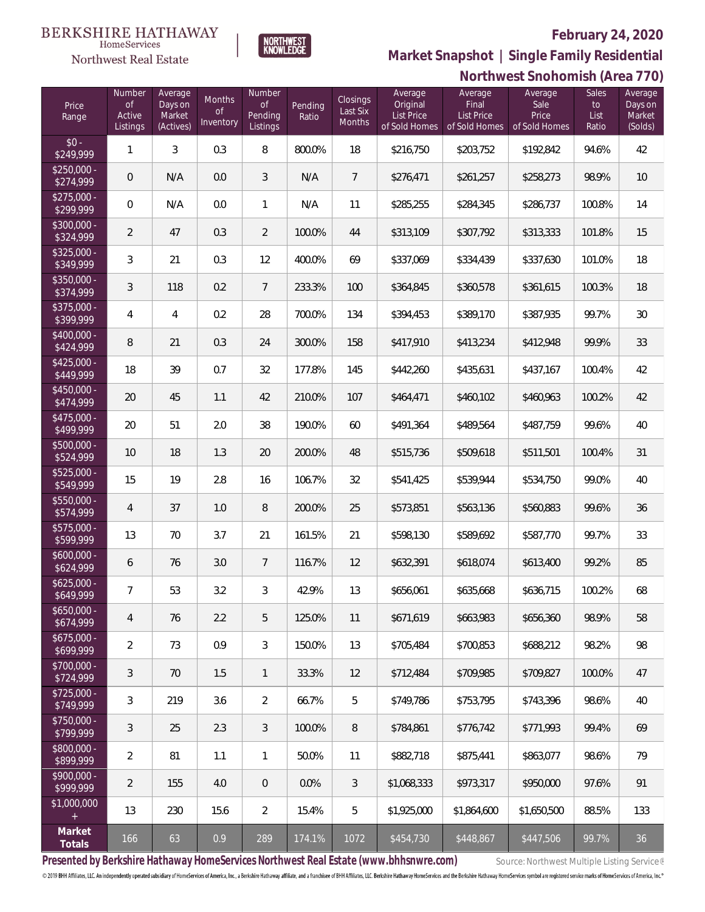BERKSHIRE HATHAWAY HomeServices Northwest Real Estate

NORTHWEST KNOWLEDGE

**February 24, 2020**

**Market Snapshot | Single Family Residential**

**Northwest Snohomish (Area 770)**

| Price Range | Number of Active Listings | Average Days on Market (Actives) | Months of Inventory | Number of Pending Listings | Pending Ratio | Closings Last Six Months | Average Original List Price of Sold Homes | Average Final List Price of Sold Homes | Average Sale Price of Sold Homes | Sales to List Ratio | Average Days on Market (Solds) |
|---|---|---|---|---|---|---|---|---|---|---|---|
| $0 - $249,999 | 1 | 3 | 0.3 | 8 | 800.0% | 18 | $216,750 | $203,752 | $192,842 | 94.6% | 42 |
| $250,000 - $274,999 | 0 | N/A | 0.0 | 3 | N/A | 7 | $276,471 | $261,257 | $258,273 | 98.9% | 10 |
| $275,000 - $299,999 | 0 | N/A | 0.0 | 1 | N/A | 11 | $285,255 | $284,345 | $286,737 | 100.8% | 14 |
| $300,000 - $324,999 | 2 | 47 | 0.3 | 2 | 100.0% | 44 | $313,109 | $307,792 | $313,333 | 101.8% | 15 |
| $325,000 - $349,999 | 3 | 21 | 0.3 | 12 | 400.0% | 69 | $337,069 | $334,439 | $337,630 | 101.0% | 18 |
| $350,000 - $374,999 | 3 | 118 | 0.2 | 7 | 233.3% | 100 | $364,845 | $360,578 | $361,615 | 100.3% | 18 |
| $375,000 - $399,999 | 4 | 4 | 0.2 | 28 | 700.0% | 134 | $394,453 | $389,170 | $387,935 | 99.7% | 30 |
| $400,000 - $424,999 | 8 | 21 | 0.3 | 24 | 300.0% | 158 | $417,910 | $413,234 | $412,948 | 99.9% | 33 |
| $425,000 - $449,999 | 18 | 39 | 0.7 | 32 | 177.8% | 145 | $442,260 | $435,631 | $437,167 | 100.4% | 42 |
| $450,000 - $474,999 | 20 | 45 | 1.1 | 42 | 210.0% | 107 | $464,471 | $460,102 | $460,963 | 100.2% | 42 |
| $475,000 - $499,999 | 20 | 51 | 2.0 | 38 | 190.0% | 60 | $491,364 | $489,564 | $487,759 | 99.6% | 40 |
| $500,000 - $524,999 | 10 | 18 | 1.3 | 20 | 200.0% | 48 | $515,736 | $509,618 | $511,501 | 100.4% | 31 |
| $525,000 - $549,999 | 15 | 19 | 2.8 | 16 | 106.7% | 32 | $541,425 | $539,944 | $534,750 | 99.0% | 40 |
| $550,000 - $574,999 | 4 | 37 | 1.0 | 8 | 200.0% | 25 | $573,851 | $563,136 | $560,883 | 99.6% | 36 |
| $575,000 - $599,999 | 13 | 70 | 3.7 | 21 | 161.5% | 21 | $598,130 | $589,692 | $587,770 | 99.7% | 33 |
| $600,000 - $624,999 | 6 | 76 | 3.0 | 7 | 116.7% | 12 | $632,391 | $618,074 | $613,400 | 99.2% | 85 |
| $625,000 - $649,999 | 7 | 53 | 3.2 | 3 | 42.9% | 13 | $656,061 | $635,668 | $636,715 | 100.2% | 68 |
| $650,000 - $674,999 | 4 | 76 | 2.2 | 5 | 125.0% | 11 | $671,619 | $663,983 | $656,360 | 98.9% | 58 |
| $675,000 - $699,999 | 2 | 73 | 0.9 | 3 | 150.0% | 13 | $705,484 | $700,853 | $688,212 | 98.2% | 98 |
| $700,000 - $724,999 | 3 | 70 | 1.5 | 1 | 33.3% | 12 | $712,484 | $709,985 | $709,827 | 100.0% | 47 |
| $725,000 - $749,999 | 3 | 219 | 3.6 | 2 | 66.7% | 5 | $749,786 | $753,795 | $743,396 | 98.6% | 40 |
| $750,000 - $799,999 | 3 | 25 | 2.3 | 3 | 100.0% | 8 | $784,861 | $776,742 | $771,993 | 99.4% | 69 |
| $800,000 - $899,999 | 2 | 81 | 1.1 | 1 | 50.0% | 11 | $882,718 | $875,441 | $863,077 | 98.6% | 79 |
| $900,000 - $999,999 | 2 | 155 | 4.0 | 0 | 0.0% | 3 | $1,068,333 | $973,317 | $950,000 | 97.6% | 91 |
| $1,000,000 + | 13 | 230 | 15.6 | 2 | 15.4% | 5 | $1,925,000 | $1,864,600 | $1,650,500 | 88.5% | 133 |
| **Market Totals** | 166 | 63 | 0.9 | 289 | 174.1% | 1072 | $454,730 | $448,867 | $447,506 | 99.7% | 36 |

**Presented by Berkshire Hathaway HomeServices Northwest Real Estate (www.bhhsnwre.com)**

Source: Northwest Multiple Listing Service®

© 2019 BHH Affiliates, LLC. An independently operated subsidiary of HomeServices of America, Inc., a Berkshire Hathaway affiliate, and a franchisee of BHH Affiliates, LLC. Berkshire Hathaway HomeServices and the Berkshire Hathaway HomeServices symbol are registered service marks of HomeServices of America, Inc.®